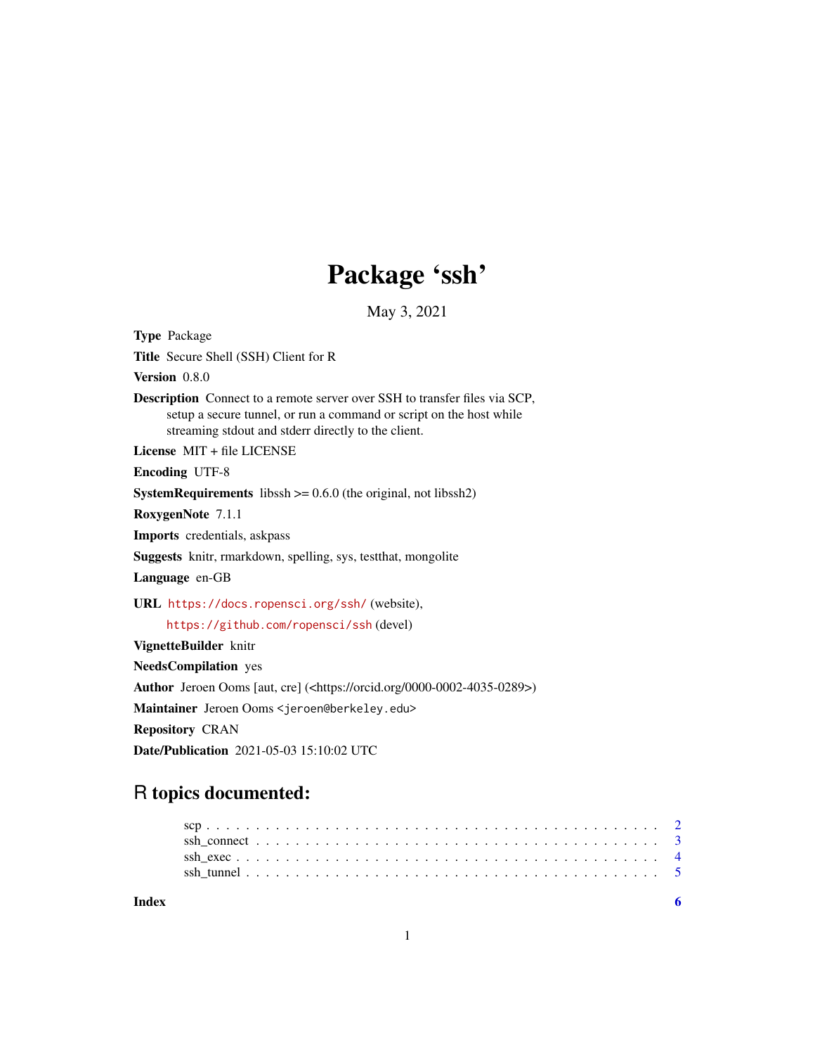# Package 'ssh'

May 3, 2021

**Type** Package

**Title** Secure Shell (SSH) Client for R

**Version** 0.8.0

**Description** Connect to a remote server over SSH to transfer files via SCP, setup a secure tunnel, or run a command or script on the host while streaming stdout and stderr directly to the client.

**License** MIT + file LICENSE

**Encoding** UTF-8

**SystemRequirements** libssh >= 0.6.0 (the original, not libssh2)

**RoxygenNote** 7.1.1

**Imports** credentials, askpass

**Suggests** knitr, rmarkdown, spelling, sys, testthat, mongolite

**Language** en-GB

**URL** https://docs.ropensci.org/ssh/ (website), https://github.com/ropensci/ssh (devel)

**VignetteBuilder** knitr

**NeedsCompilation** yes

**Author** Jeroen Ooms [aut, cre] (<https://orcid.org/0000-0002-4035-0289>)

**Maintainer** Jeroen Ooms <jeroen@berkeley.edu>

**Repository** CRAN

**Date/Publication** 2021-05-03 15:10:02 UTC

## R topics documented:

- scp . . . . . . . . . . . . . . . . . . . . . . . . . . . . . . . . . . . . . . . . . . . 2
- ssh_connect . . . . . . . . . . . . . . . . . . . . . . . . . . . . . . . . . . . . . . 3
- ssh_exec . . . . . . . . . . . . . . . . . . . . . . . . . . . . . . . . . . . . . . . . 4
- ssh_tunnel . . . . . . . . . . . . . . . . . . . . . . . . . . . . . . . . . . . . . . . 5

**Index** 6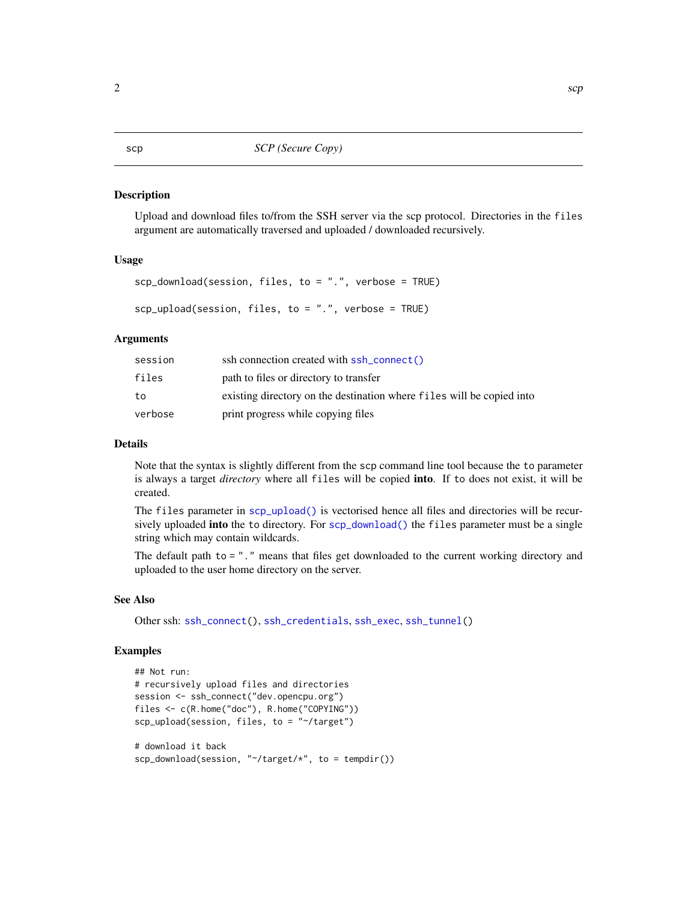scp *SCP (Secure Copy)*

## Description

Upload and download files to/from the SSH server via the scp protocol. Directories in the `files` argument are automatically traversed and uploaded / downloaded recursively.

## Usage

```
scp_download(session, files, to = ".", verbose = TRUE)

scp_upload(session, files, to = ".", verbose = TRUE)
```

## Arguments

| | |
|---|---|
| `session` | ssh connection created with `ssh_connect()` |
| `files` | path to files or directory to transfer |
| `to` | existing directory on the destination where `files` will be copied into |
| `verbose` | print progress while copying files |

## Details

Note that the syntax is slightly different from the `scp` command line tool because the `to` parameter is always a target *directory* where all `files` will be copied **into**. If `to` does not exist, it will be created.

The `files` parameter in `scp_upload()` is vectorised hence all files and directories will be recursively uploaded **into** the `to` directory. For `scp_download()` the `files` parameter must be a single string which may contain wildcards.

The default path `to = "."` means that files get downloaded to the current working directory and uploaded to the user home directory on the server.

## See Also

Other ssh: `ssh_connect()`, `ssh_credentials`, `ssh_exec`, `ssh_tunnel()`

## Examples

```
## Not run:
# recursively upload files and directories
session <- ssh_connect("dev.opencpu.org")
files <- c(R.home("doc"), R.home("COPYING"))
scp_upload(session, files, to = "~/target")

# download it back
scp_download(session, "~/target/*", to = tempdir())
```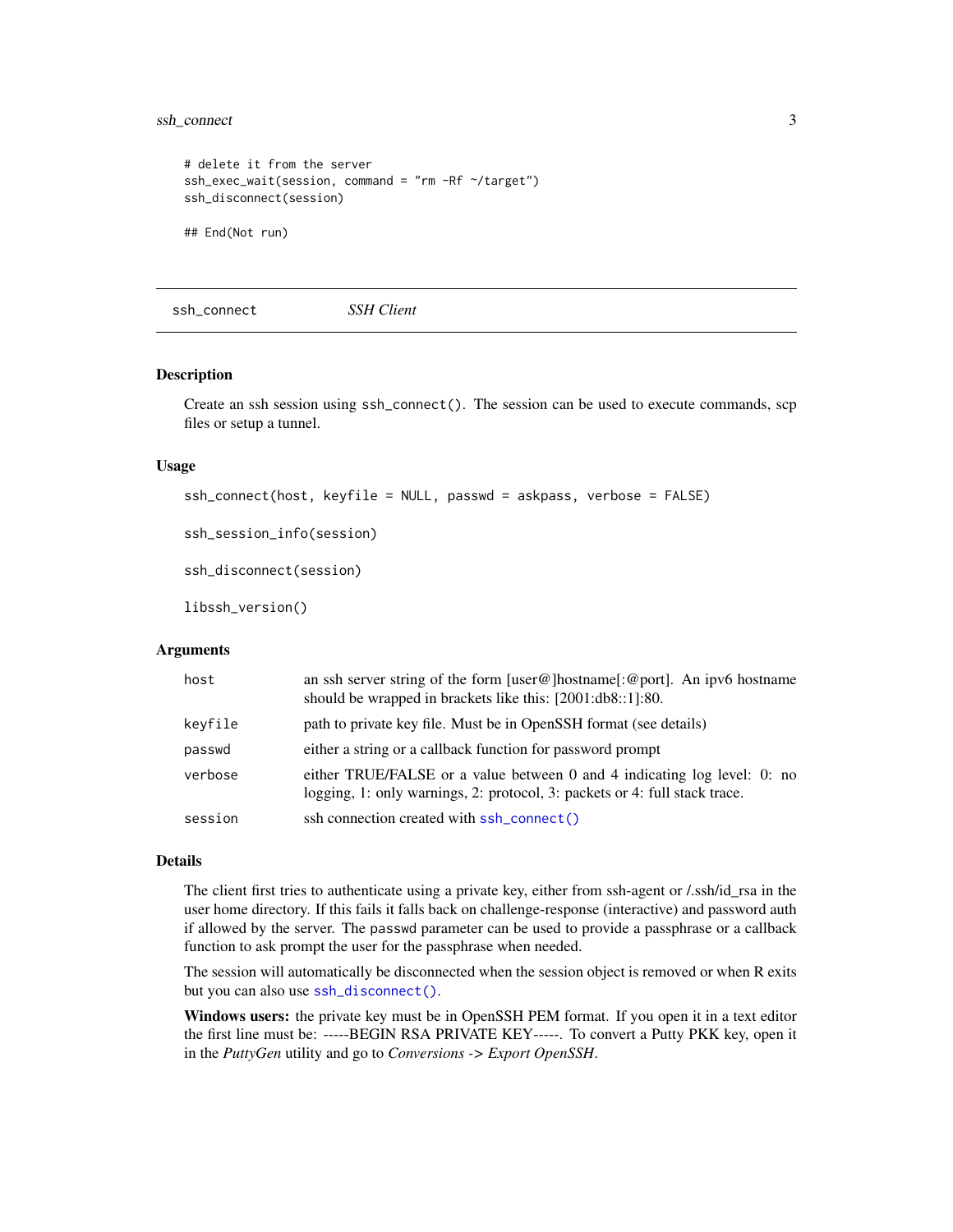```
# delete it from the server
ssh_exec_wait(session, command = "rm -Rf ~/target")
ssh_disconnect(session)

## End(Not run)
```

---

## ssh_connect *SSH Client*

---

### Description

Create an ssh session using `ssh_connect()`. The session can be used to execute commands, scp files or setup a tunnel.

### Usage

```
ssh_connect(host, keyfile = NULL, passwd = askpass, verbose = FALSE)

ssh_session_info(session)

ssh_disconnect(session)

libssh_version()
```

### Arguments

| | |
|---|---|
| `host` | an ssh server string of the form [user@]hostname[:@port]. An ipv6 hostname should be wrapped in brackets like this: [2001:db8::1]:80. |
| `keyfile` | path to private key file. Must be in OpenSSH format (see details) |
| `passwd` | either a string or a callback function for password prompt |
| `verbose` | either TRUE/FALSE or a value between 0 and 4 indicating log level: 0: no logging, 1: only warnings, 2: protocol, 3: packets or 4: full stack trace. |
| `session` | ssh connection created with `ssh_connect()` |

### Details

The client first tries to authenticate using a private key, either from ssh-agent or /.ssh/id_rsa in the user home directory. If this fails it falls back on challenge-response (interactive) and password auth if allowed by the server. The `passwd` parameter can be used to provide a passphrase or a callback function to ask prompt the user for the passphrase when needed.

The session will automatically be disconnected when the session object is removed or when R exits but you can also use `ssh_disconnect()`.

**Windows users:** the private key must be in OpenSSH PEM format. If you open it in a text editor the first line must be: -----BEGIN RSA PRIVATE KEY-----. To convert a Putty PKK key, open it in the *PuttyGen* utility and go to *Conversions -> Export OpenSSH*.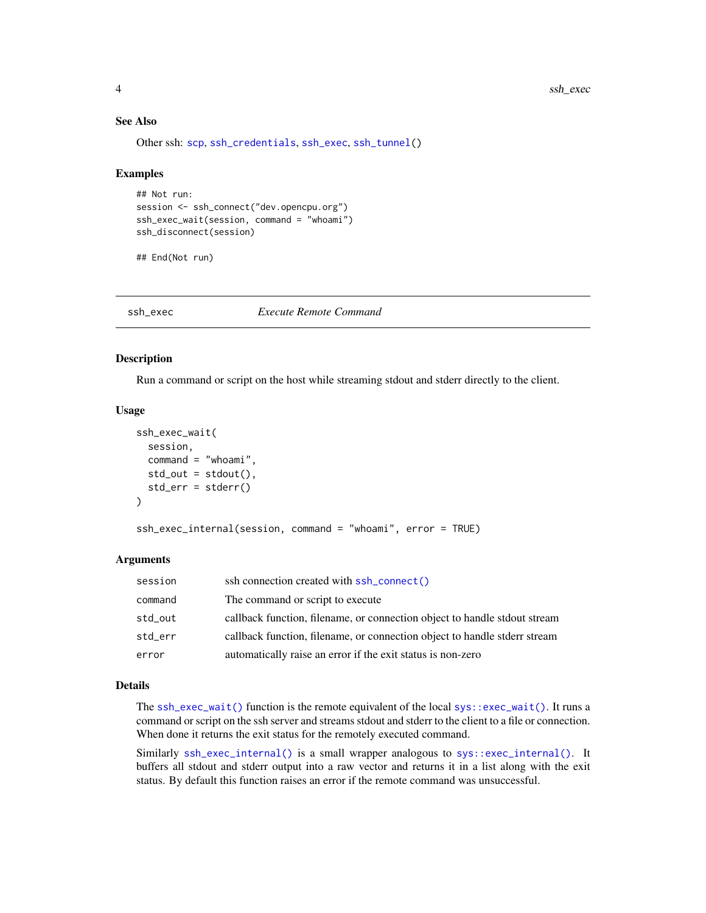### See Also

Other ssh: `scp`, `ssh_credentials`, `ssh_exec`, `ssh_tunnel()`

### Examples

```
## Not run:
session <- ssh_connect("dev.opencpu.org")
ssh_exec_wait(session, command = "whoami")
ssh_disconnect(session)

## End(Not run)
```

---

## ssh_exec — *Execute Remote Command*

### Description

Run a command or script on the host while streaming stdout and stderr directly to the client.

### Usage

```
ssh_exec_wait(
  session,
  command = "whoami",
  std_out = stdout(),
  std_err = stderr()
)

ssh_exec_internal(session, command = "whoami", error = TRUE)
```

### Arguments

| | |
|---|---|
| `session` | ssh connection created with `ssh_connect()` |
| `command` | The command or script to execute |
| `std_out` | callback function, filename, or connection object to handle stdout stream |
| `std_err` | callback function, filename, or connection object to handle stderr stream |
| `error` | automatically raise an error if the exit status is non-zero |

### Details

The `ssh_exec_wait()` function is the remote equivalent of the local `sys::exec_wait()`. It runs a command or script on the ssh server and streams stdout and stderr to the client to a file or connection. When done it returns the exit status for the remotely executed command.

Similarly `ssh_exec_internal()` is a small wrapper analogous to `sys::exec_internal()`. It buffers all stdout and stderr output into a raw vector and returns it in a list along with the exit status. By default this function raises an error if the remote command was unsuccessful.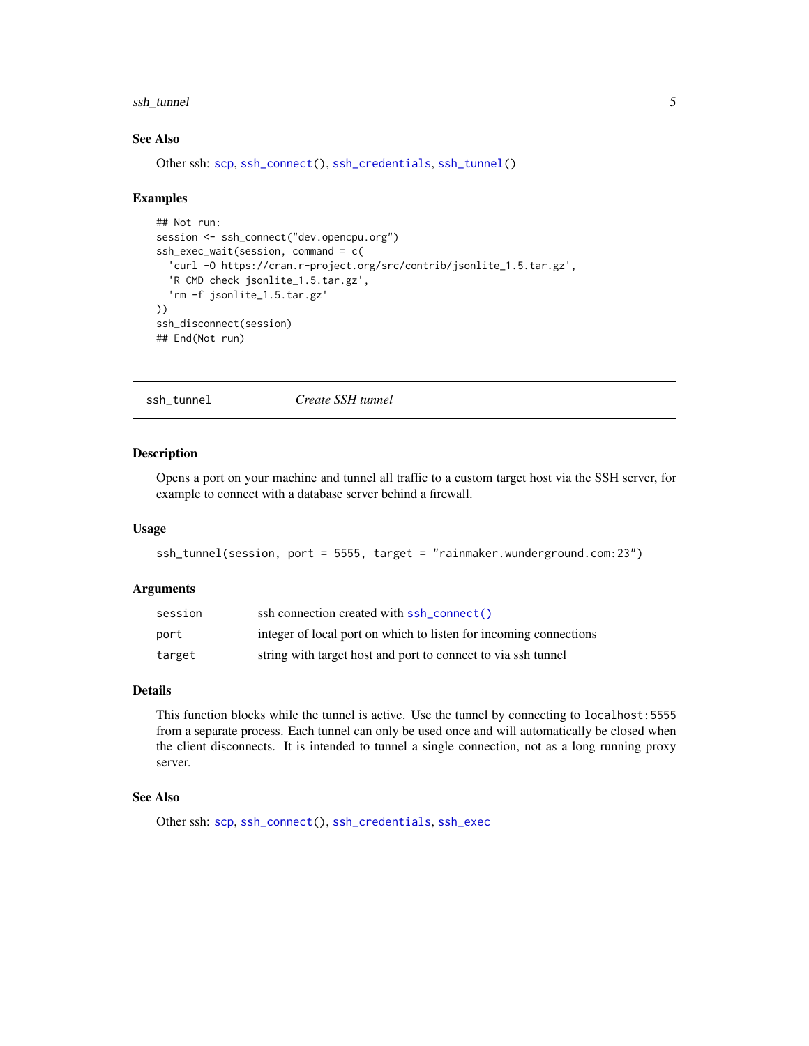## See Also

Other ssh: `scp`, `ssh_connect()`, `ssh_credentials`, `ssh_tunnel()`

## Examples

```
## Not run:
session <- ssh_connect("dev.opencpu.org")
ssh_exec_wait(session, command = c(
  'curl -O https://cran.r-project.org/src/contrib/jsonlite_1.5.tar.gz',
  'R CMD check jsonlite_1.5.tar.gz',
  'rm -f jsonlite_1.5.tar.gz'
))
ssh_disconnect(session)
## End(Not run)
```

---

# ssh_tunnel — *Create SSH tunnel*

---

## Description

Opens a port on your machine and tunnel all traffic to a custom target host via the SSH server, for example to connect with a database server behind a firewall.

## Usage

```
ssh_tunnel(session, port = 5555, target = "rainmaker.wunderground.com:23")
```

## Arguments

| | |
|---|---|
| `session` | ssh connection created with `ssh_connect()` |
| `port` | integer of local port on which to listen for incoming connections |
| `target` | string with target host and port to connect to via ssh tunnel |

## Details

This function blocks while the tunnel is active. Use the tunnel by connecting to `localhost:5555` from a separate process. Each tunnel can only be used once and will automatically be closed when the client disconnects. It is intended to tunnel a single connection, not as a long running proxy server.

## See Also

Other ssh: `scp`, `ssh_connect()`, `ssh_credentials`, `ssh_exec`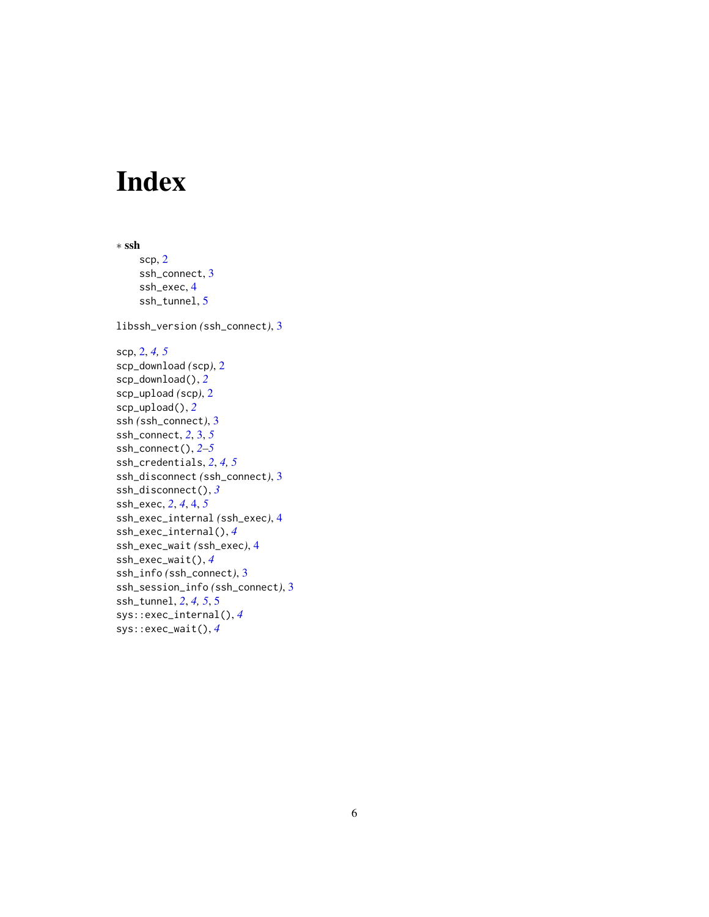# Index

∗ **ssh**

- scp, 2
- ssh_connect, 3
- ssh_exec, 4
- ssh_tunnel, 5

libssh_version *(*ssh_connect*)*, 3

scp, 2, *4, 5*
scp_download *(*scp*)*, 2
scp_download(), *2*
scp_upload *(*scp*)*, 2
scp_upload(), *2*
ssh *(*ssh_connect*)*, 3
ssh_connect, *2*, 3, *5*
ssh_connect(), *2–5*
ssh_credentials, *2*, *4, 5*
ssh_disconnect *(*ssh_connect*)*, 3
ssh_disconnect(), *3*
ssh_exec, *2*, *4*, 4, *5*
ssh_exec_internal *(*ssh_exec*)*, 4
ssh_exec_internal(), *4*
ssh_exec_wait *(*ssh_exec*)*, 4
ssh_exec_wait(), *4*
ssh_info *(*ssh_connect*)*, 3
ssh_session_info *(*ssh_connect*)*, 3
ssh_tunnel, *2*, *4, 5*, 5
sys::exec_internal(), *4*
sys::exec_wait(), *4*